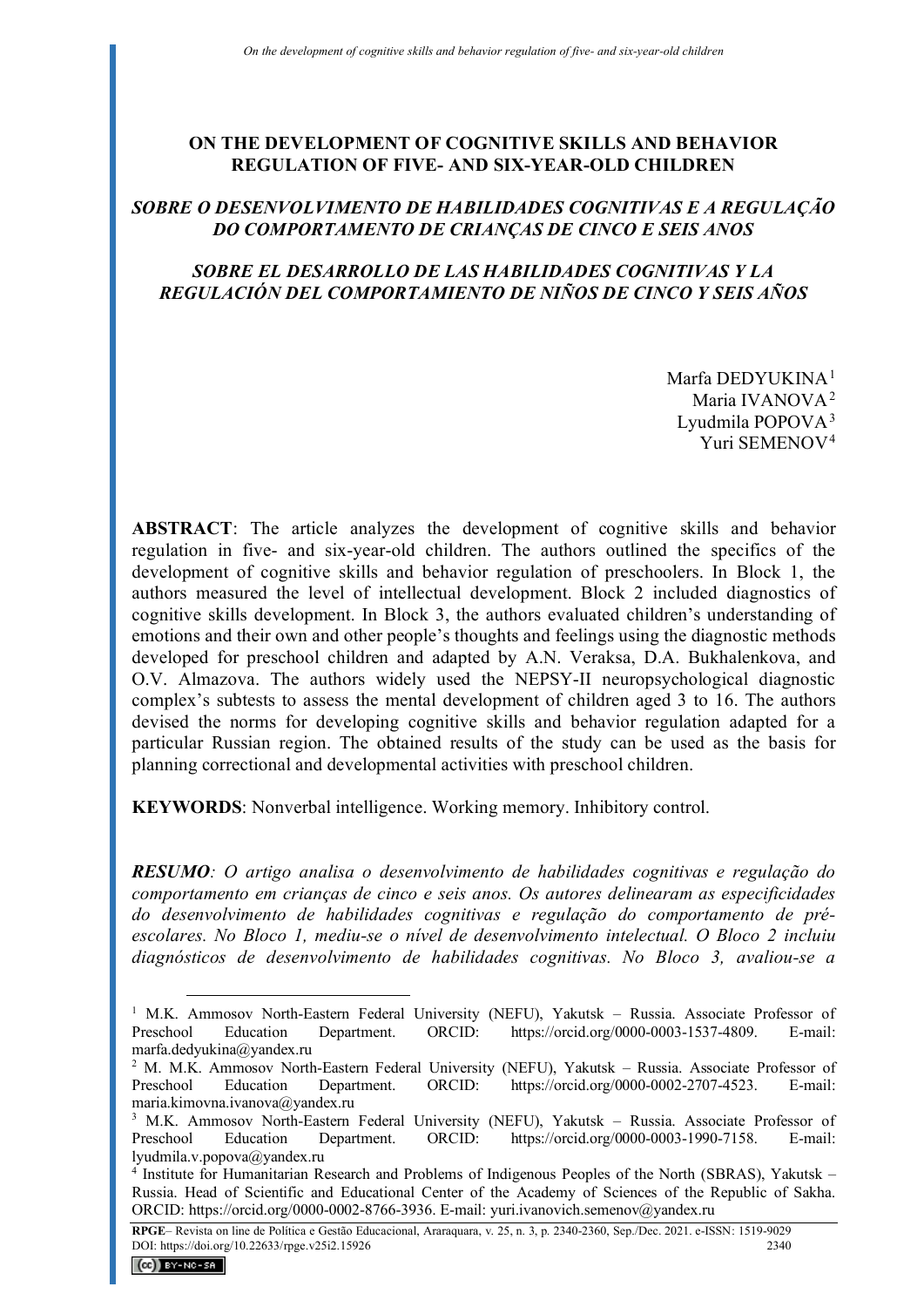# ON THE DEVELOPMENT OF COGNITIVE SKILLS AND BEHAVIOR REGULATION OF FIVE- AND SIX-YEAR-OLD CHILDREN

## *SOBRE O DESENVOLVIMENTO DE HABILIDADES COGNITIVAS E A REGULAÇÃO DO COMPORTAMENTO DE CRIANÇAS DE CINCO E SEIS ANOS*

## *SOBRE EL DESARROLLO DE LAS HABILIDADES COGNITIVAS Y LA REGULACIÓN DEL COMPORTAMIENTO DE NIÑOS DE CINCO Y SEIS AÑOS*

Marfa DEDYUKINA[1]
Maria IVANOVA[2]
Lyudmila POPOVA[3]
Yuri SEMENOV[4]

**ABSTRACT**: The article analyzes the development of cognitive skills and behavior regulation in five- and six-year-old children. The authors outlined the specifics of the development of cognitive skills and behavior regulation of preschoolers. In Block 1, the authors measured the level of intellectual development. Block 2 included diagnostics of cognitive skills development. In Block 3, the authors evaluated children's understanding of emotions and their own and other people's thoughts and feelings using the diagnostic methods developed for preschool children and adapted by A.N. Veraksa, D.A. Bukhalenkova, and O.V. Almazova. The authors widely used the NEPSY-II neuropsychological diagnostic complex's subtests to assess the mental development of children aged 3 to 16. The authors devised the norms for developing cognitive skills and behavior regulation adapted for a particular Russian region. The obtained results of the study can be used as the basis for planning correctional and developmental activities with preschool children.

**KEYWORDS**: Nonverbal intelligence. Working memory. Inhibitory control.

***RESUMO****: O artigo analisa o desenvolvimento de habilidades cognitivas e regulação do comportamento em crianças de cinco e seis anos. Os autores delinearam as especificidades do desenvolvimento de habilidades cognitivas e regulação do comportamento de pré-escolares. No Bloco 1, mediu-se o nível de desenvolvimento intelectual. O Bloco 2 incluiu diagnósticos de desenvolvimento de habilidades cognitivas. No Bloco 3, avaliou-se a*

---

[1] M.K. Ammosov North-Eastern Federal University (NEFU), Yakutsk – Russia. Associate Professor of Preschool Education Department. ORCID: https://orcid.org/0000-0003-1537-4809. E-mail: marfa.dedyukina@yandex.ru

[2] M. M.K. Ammosov North-Eastern Federal University (NEFU), Yakutsk – Russia. Associate Professor of Preschool Education Department. ORCID: https://orcid.org/0000-0002-2707-4523. E-mail: maria.kimovna.ivanova@yandex.ru

[3] M.K. Ammosov North-Eastern Federal University (NEFU), Yakutsk – Russia. Associate Professor of Preschool Education Department. ORCID: https://orcid.org/0000-0003-1990-7158. E-mail: lyudmila.v.popova@yandex.ru

[4] Institute for Humanitarian Research and Problems of Indigenous Peoples of the North (SBRAS), Yakutsk – Russia. Head of Scientific and Educational Center of the Academy of Sciences of the Republic of Sakha. ORCID: https://orcid.org/0000-0002-8766-3936. E-mail: yuri.ivanovich.semenov@yandex.ru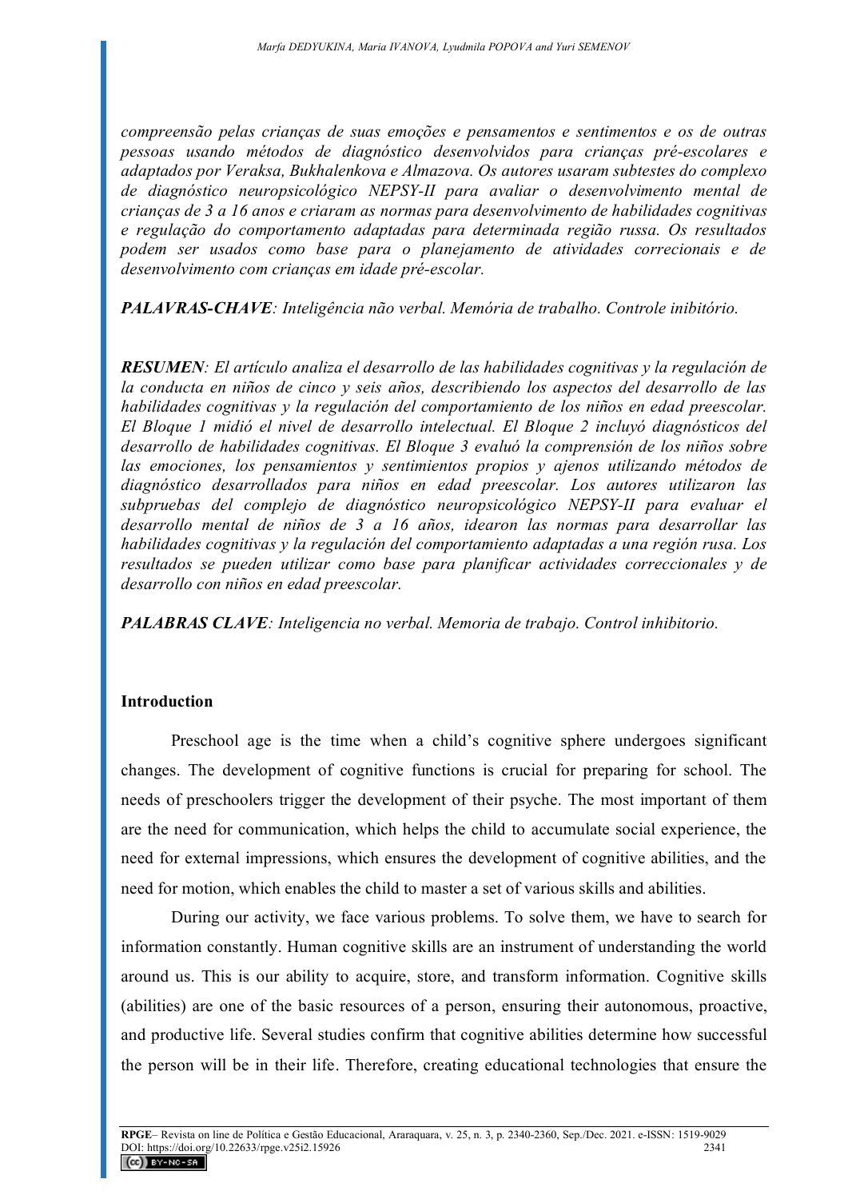*compreensão pelas crianças de suas emoções e pensamentos e sentimentos e os de outras pessoas usando métodos de diagnóstico desenvolvidos para crianças pré-escolares e adaptados por Veraksa, Bukhalenkova e Almazova. Os autores usaram subtestes do complexo de diagnóstico neuropsicológico NEPSY-II para avaliar o desenvolvimento mental de crianças de 3 a 16 anos e criaram as normas para desenvolvimento de habilidades cognitivas e regulação do comportamento adaptadas para determinada região russa. Os resultados podem ser usados como base para o planejamento de atividades correcionais e de desenvolvimento com crianças em idade pré-escolar.*

***PALAVRAS-CHAVE****: Inteligência não verbal. Memória de trabalho. Controle inibitório.*

***RESUMEN****: El artículo analiza el desarrollo de las habilidades cognitivas y la regulación de la conducta en niños de cinco y seis años, describiendo los aspectos del desarrollo de las habilidades cognitivas y la regulación del comportamiento de los niños en edad preescolar. El Bloque 1 midió el nivel de desarrollo intelectual. El Bloque 2 incluyó diagnósticos del desarrollo de habilidades cognitivas. El Bloque 3 evaluó la comprensión de los niños sobre las emociones, los pensamientos y sentimientos propios y ajenos utilizando métodos de diagnóstico desarrollados para niños en edad preescolar. Los autores utilizaron las subpruebas del complejo de diagnóstico neuropsicológico NEPSY-II para evaluar el desarrollo mental de niños de 3 a 16 años, idearon las normas para desarrollar las habilidades cognitivas y la regulación del comportamiento adaptadas a una región rusa. Los resultados se pueden utilizar como base para planificar actividades correccionales y de desarrollo con niños en edad preescolar.*

***PALABRAS CLAVE****: Inteligencia no verbal. Memoria de trabajo. Control inhibitorio.*

## Introduction

Preschool age is the time when a child's cognitive sphere undergoes significant changes. The development of cognitive functions is crucial for preparing for school. The needs of preschoolers trigger the development of their psyche. The most important of them are the need for communication, which helps the child to accumulate social experience, the need for external impressions, which ensures the development of cognitive abilities, and the need for motion, which enables the child to master a set of various skills and abilities.

During our activity, we face various problems. To solve them, we have to search for information constantly. Human cognitive skills are an instrument of understanding the world around us. This is our ability to acquire, store, and transform information. Cognitive skills (abilities) are one of the basic resources of a person, ensuring their autonomous, proactive, and productive life. Several studies confirm that cognitive abilities determine how successful the person will be in their life. Therefore, creating educational technologies that ensure the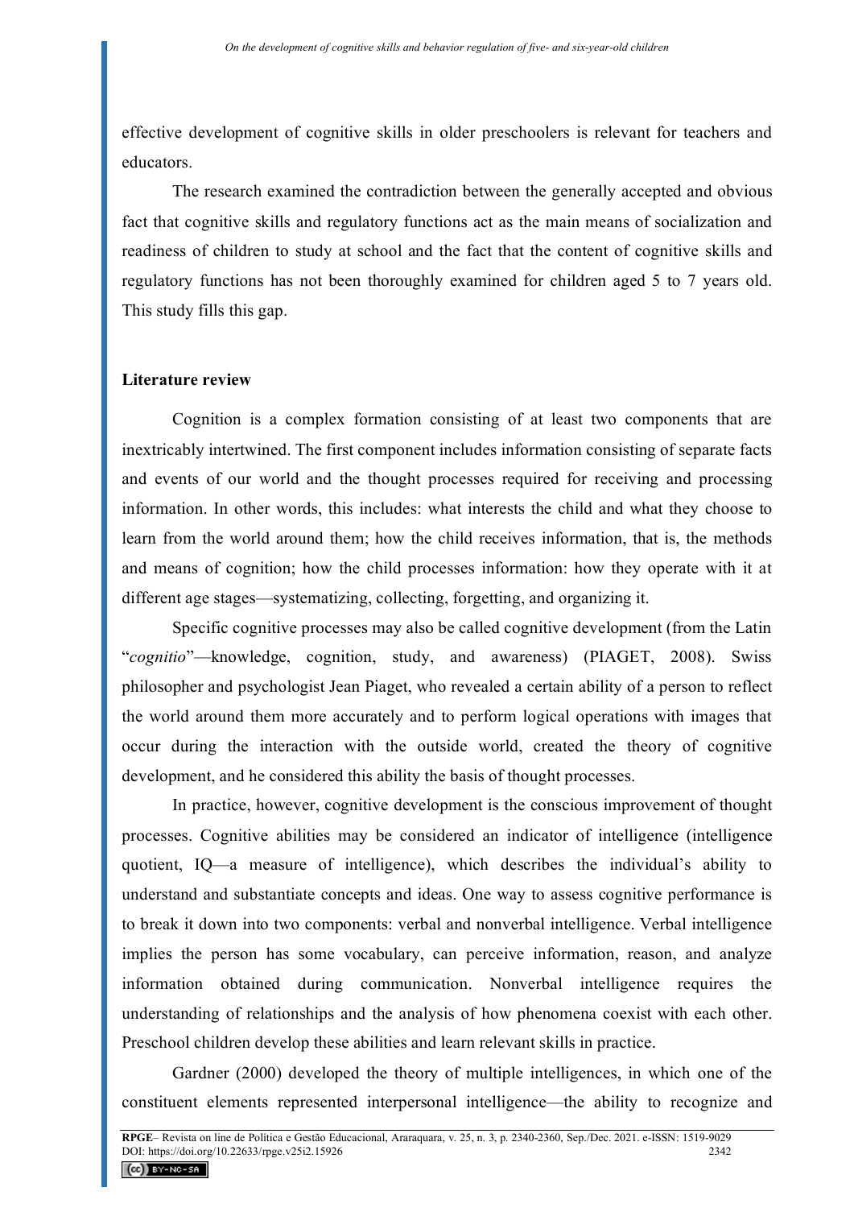effective development of cognitive skills in older preschoolers is relevant for teachers and educators.

The research examined the contradiction between the generally accepted and obvious fact that cognitive skills and regulatory functions act as the main means of socialization and readiness of children to study at school and the fact that the content of cognitive skills and regulatory functions has not been thoroughly examined for children aged 5 to 7 years old. This study fills this gap.

## Literature review

Cognition is a complex formation consisting of at least two components that are inextricably intertwined. The first component includes information consisting of separate facts and events of our world and the thought processes required for receiving and processing information. In other words, this includes: what interests the child and what they choose to learn from the world around them; how the child receives information, that is, the methods and means of cognition; how the child processes information: how they operate with it at different age stages—systematizing, collecting, forgetting, and organizing it.

Specific cognitive processes may also be called cognitive development (from the Latin "*cognitio*"—knowledge, cognition, study, and awareness) (PIAGET, 2008). Swiss philosopher and psychologist Jean Piaget, who revealed a certain ability of a person to reflect the world around them more accurately and to perform logical operations with images that occur during the interaction with the outside world, created the theory of cognitive development, and he considered this ability the basis of thought processes.

In practice, however, cognitive development is the conscious improvement of thought processes. Cognitive abilities may be considered an indicator of intelligence (intelligence quotient, IQ—a measure of intelligence), which describes the individual's ability to understand and substantiate concepts and ideas. One way to assess cognitive performance is to break it down into two components: verbal and nonverbal intelligence. Verbal intelligence implies the person has some vocabulary, can perceive information, reason, and analyze information obtained during communication. Nonverbal intelligence requires the understanding of relationships and the analysis of how phenomena coexist with each other. Preschool children develop these abilities and learn relevant skills in practice.

Gardner (2000) developed the theory of multiple intelligences, in which one of the constituent elements represented interpersonal intelligence—the ability to recognize and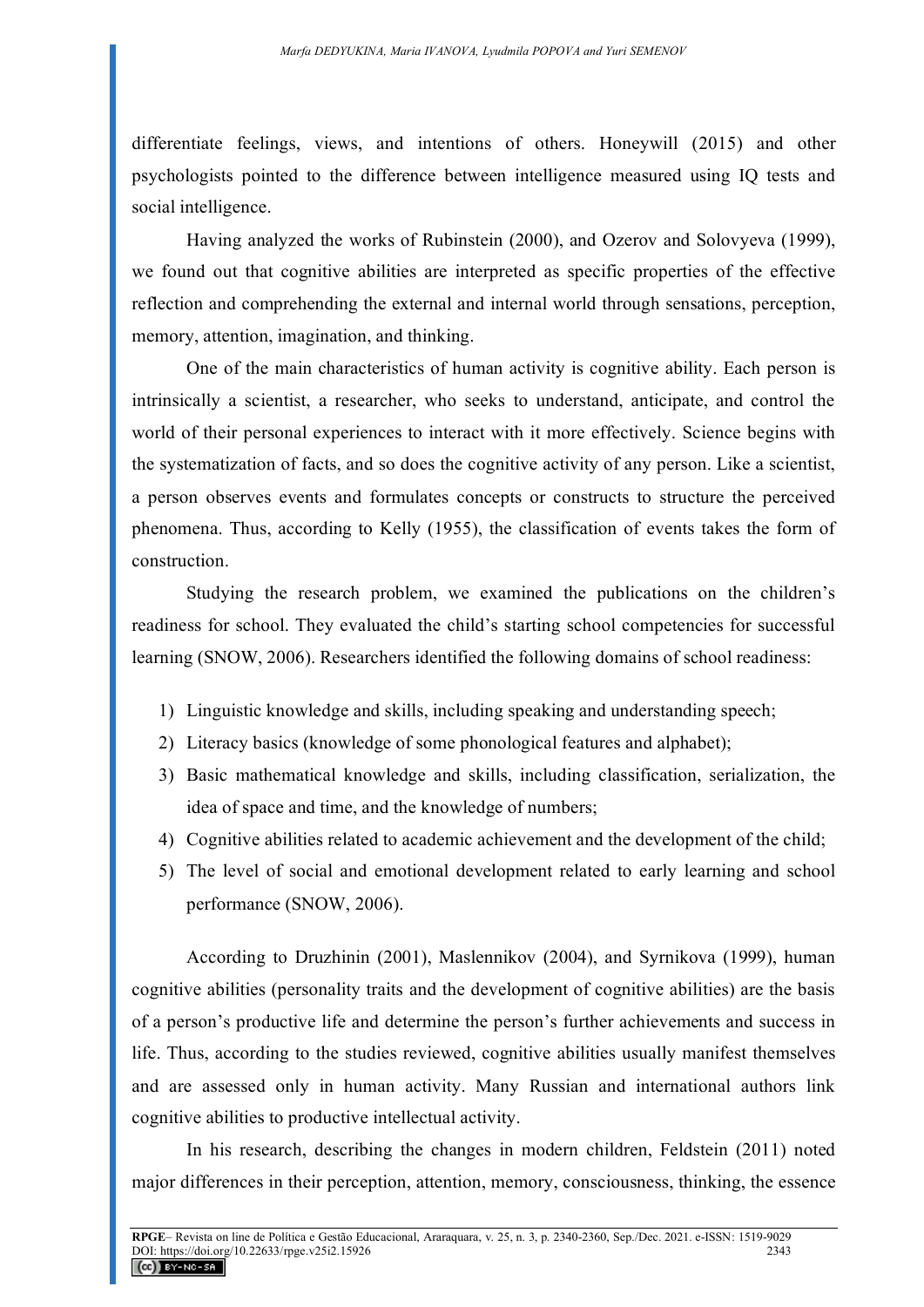differentiate feelings, views, and intentions of others. Honeywill (2015) and other psychologists pointed to the difference between intelligence measured using IQ tests and social intelligence.

Having analyzed the works of Rubinstein (2000), and Ozerov and Solovyeva (1999), we found out that cognitive abilities are interpreted as specific properties of the effective reflection and comprehending the external and internal world through sensations, perception, memory, attention, imagination, and thinking.

One of the main characteristics of human activity is cognitive ability. Each person is intrinsically a scientist, a researcher, who seeks to understand, anticipate, and control the world of their personal experiences to interact with it more effectively. Science begins with the systematization of facts, and so does the cognitive activity of any person. Like a scientist, a person observes events and formulates concepts or constructs to structure the perceived phenomena. Thus, according to Kelly (1955), the classification of events takes the form of construction.

Studying the research problem, we examined the publications on the children's readiness for school. They evaluated the child's starting school competencies for successful learning (SNOW, 2006). Researchers identified the following domains of school readiness:

1) Linguistic knowledge and skills, including speaking and understanding speech;
2) Literacy basics (knowledge of some phonological features and alphabet);
3) Basic mathematical knowledge and skills, including classification, serialization, the idea of space and time, and the knowledge of numbers;
4) Cognitive abilities related to academic achievement and the development of the child;
5) The level of social and emotional development related to early learning and school performance (SNOW, 2006).

According to Druzhinin (2001), Maslennikov (2004), and Syrnikova (1999), human cognitive abilities (personality traits and the development of cognitive abilities) are the basis of a person's productive life and determine the person's further achievements and success in life. Thus, according to the studies reviewed, cognitive abilities usually manifest themselves and are assessed only in human activity. Many Russian and international authors link cognitive abilities to productive intellectual activity.

In his research, describing the changes in modern children, Feldstein (2011) noted major differences in their perception, attention, memory, consciousness, thinking, the essence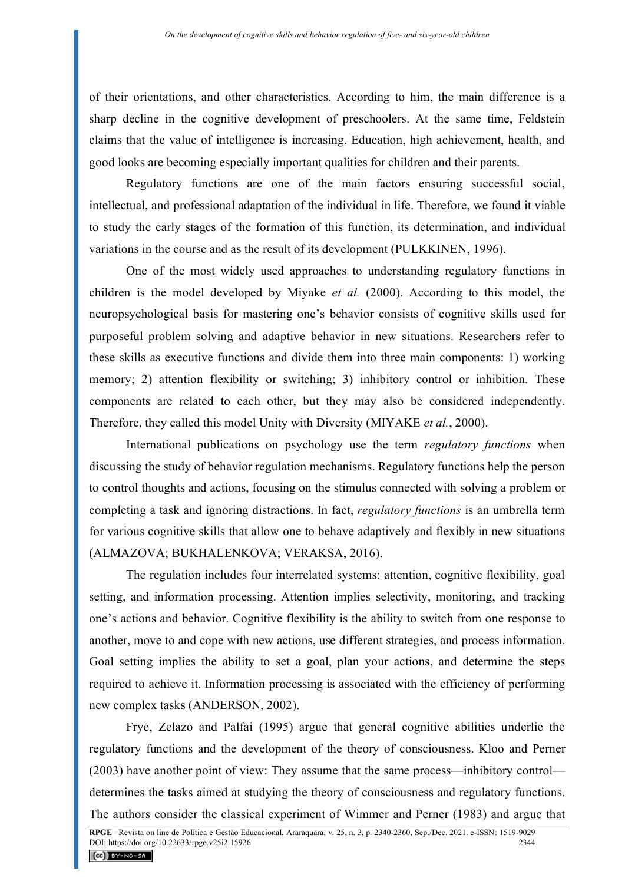of their orientations, and other characteristics. According to him, the main difference is a sharp decline in the cognitive development of preschoolers. At the same time, Feldstein claims that the value of intelligence is increasing. Education, high achievement, health, and good looks are becoming especially important qualities for children and their parents.

Regulatory functions are one of the main factors ensuring successful social, intellectual, and professional adaptation of the individual in life. Therefore, we found it viable to study the early stages of the formation of this function, its determination, and individual variations in the course and as the result of its development (PULKKINEN, 1996).

One of the most widely used approaches to understanding regulatory functions in children is the model developed by Miyake *et al.* (2000). According to this model, the neuropsychological basis for mastering one's behavior consists of cognitive skills used for purposeful problem solving and adaptive behavior in new situations. Researchers refer to these skills as executive functions and divide them into three main components: 1) working memory; 2) attention flexibility or switching; 3) inhibitory control or inhibition. These components are related to each other, but they may also be considered independently. Therefore, they called this model Unity with Diversity (MIYAKE *et al.*, 2000).

International publications on psychology use the term *regulatory functions* when discussing the study of behavior regulation mechanisms. Regulatory functions help the person to control thoughts and actions, focusing on the stimulus connected with solving a problem or completing a task and ignoring distractions. In fact, *regulatory functions* is an umbrella term for various cognitive skills that allow one to behave adaptively and flexibly in new situations (ALMAZOVA; BUKHALENKOVA; VERAKSA, 2016).

The regulation includes four interrelated systems: attention, cognitive flexibility, goal setting, and information processing. Attention implies selectivity, monitoring, and tracking one's actions and behavior. Cognitive flexibility is the ability to switch from one response to another, move to and cope with new actions, use different strategies, and process information. Goal setting implies the ability to set a goal, plan your actions, and determine the steps required to achieve it. Information processing is associated with the efficiency of performing new complex tasks (ANDERSON, 2002).

Frye, Zelazo and Palfai (1995) argue that general cognitive abilities underlie the regulatory functions and the development of the theory of consciousness. Kloo and Perner (2003) have another point of view: They assume that the same process—inhibitory control—determines the tasks aimed at studying the theory of consciousness and regulatory functions. The authors consider the classical experiment of Wimmer and Perner (1983) and argue that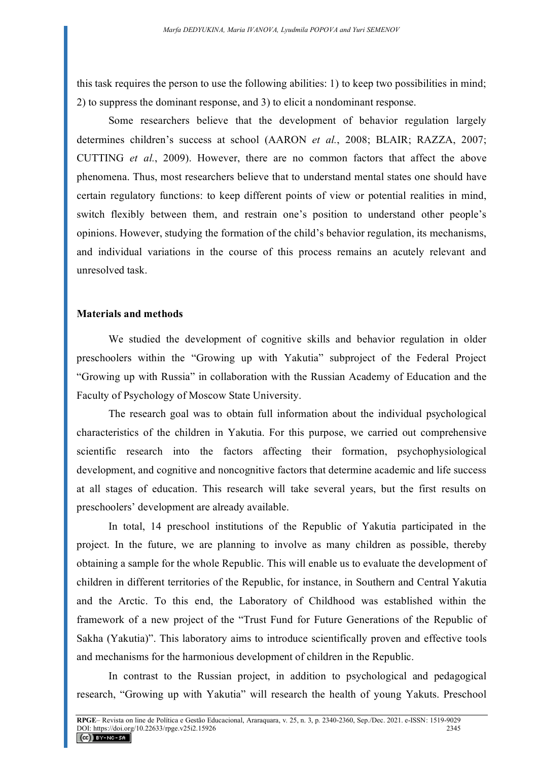this task requires the person to use the following abilities: 1) to keep two possibilities in mind; 2) to suppress the dominant response, and 3) to elicit a nondominant response.

Some researchers believe that the development of behavior regulation largely determines children's success at school (AARON *et al.*, 2008; BLAIR; RAZZA, 2007; CUTTING *et al.*, 2009). However, there are no common factors that affect the above phenomena. Thus, most researchers believe that to understand mental states one should have certain regulatory functions: to keep different points of view or potential realities in mind, switch flexibly between them, and restrain one's position to understand other people's opinions. However, studying the formation of the child's behavior regulation, its mechanisms, and individual variations in the course of this process remains an acutely relevant and unresolved task.

## Materials and methods

We studied the development of cognitive skills and behavior regulation in older preschoolers within the "Growing up with Yakutia" subproject of the Federal Project "Growing up with Russia" in collaboration with the Russian Academy of Education and the Faculty of Psychology of Moscow State University.

The research goal was to obtain full information about the individual psychological characteristics of the children in Yakutia. For this purpose, we carried out comprehensive scientific research into the factors affecting their formation, psychophysiological development, and cognitive and noncognitive factors that determine academic and life success at all stages of education. This research will take several years, but the first results on preschoolers' development are already available.

In total, 14 preschool institutions of the Republic of Yakutia participated in the project. In the future, we are planning to involve as many children as possible, thereby obtaining a sample for the whole Republic. This will enable us to evaluate the development of children in different territories of the Republic, for instance, in Southern and Central Yakutia and the Arctic. To this end, the Laboratory of Childhood was established within the framework of a new project of the "Trust Fund for Future Generations of the Republic of Sakha (Yakutia)". This laboratory aims to introduce scientifically proven and effective tools and mechanisms for the harmonious development of children in the Republic.

In contrast to the Russian project, in addition to psychological and pedagogical research, "Growing up with Yakutia" will research the health of young Yakuts. Preschool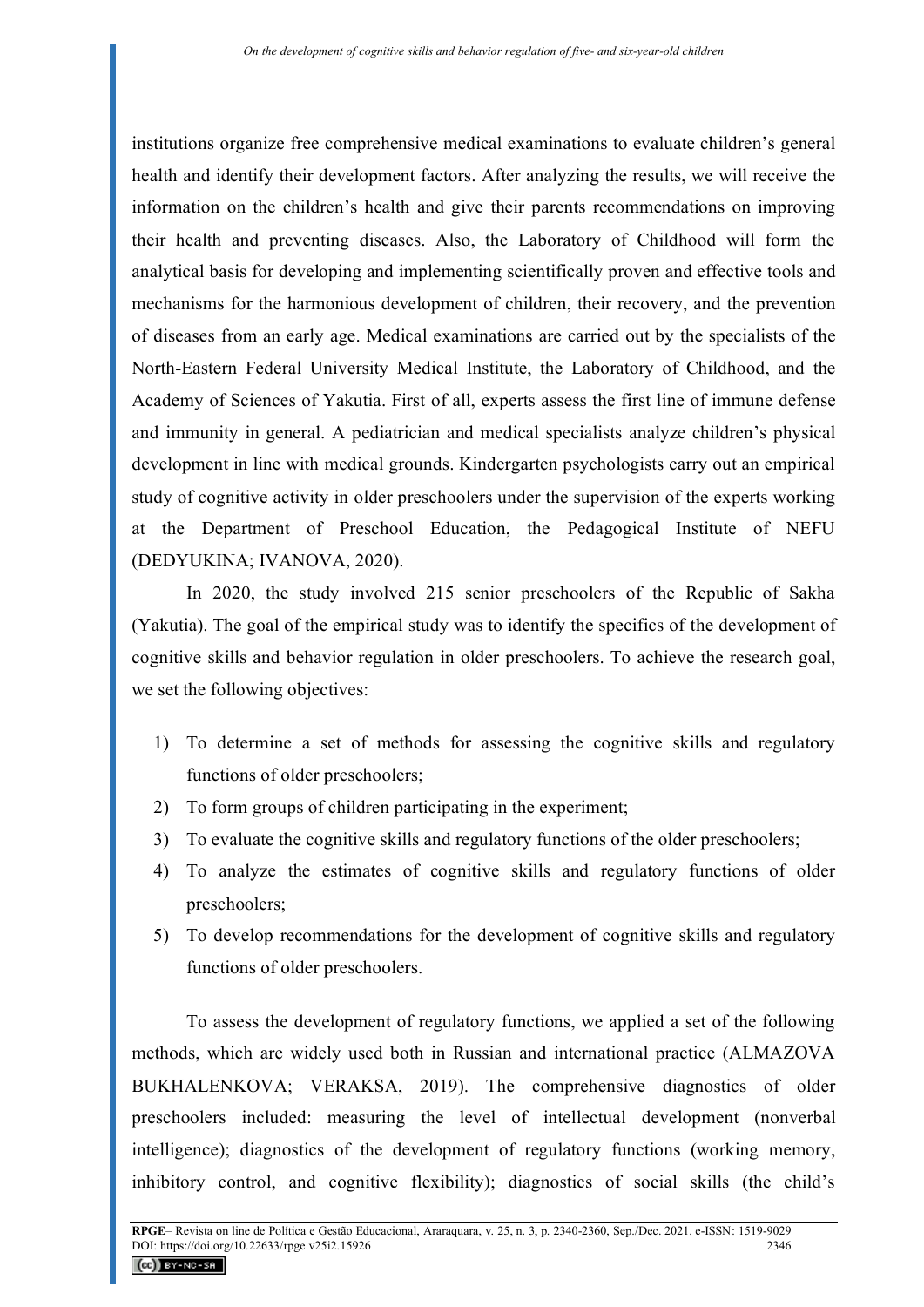institutions organize free comprehensive medical examinations to evaluate children's general health and identify their development factors. After analyzing the results, we will receive the information on the children's health and give their parents recommendations on improving their health and preventing diseases. Also, the Laboratory of Childhood will form the analytical basis for developing and implementing scientifically proven and effective tools and mechanisms for the harmonious development of children, their recovery, and the prevention of diseases from an early age. Medical examinations are carried out by the specialists of the North-Eastern Federal University Medical Institute, the Laboratory of Childhood, and the Academy of Sciences of Yakutia. First of all, experts assess the first line of immune defense and immunity in general. A pediatrician and medical specialists analyze children's physical development in line with medical grounds. Kindergarten psychologists carry out an empirical study of cognitive activity in older preschoolers under the supervision of the experts working at the Department of Preschool Education, the Pedagogical Institute of NEFU (DEDYUKINA; IVANOVA, 2020).

In 2020, the study involved 215 senior preschoolers of the Republic of Sakha (Yakutia). The goal of the empirical study was to identify the specifics of the development of cognitive skills and behavior regulation in older preschoolers. To achieve the research goal, we set the following objectives:

1) To determine a set of methods for assessing the cognitive skills and regulatory functions of older preschoolers;
2) To form groups of children participating in the experiment;
3) To evaluate the cognitive skills and regulatory functions of the older preschoolers;
4) To analyze the estimates of cognitive skills and regulatory functions of older preschoolers;
5) To develop recommendations for the development of cognitive skills and regulatory functions of older preschoolers.

To assess the development of regulatory functions, we applied a set of the following methods, which are widely used both in Russian and international practice (ALMAZOVA BUKHALENKOVA; VERAKSA, 2019). The comprehensive diagnostics of older preschoolers included: measuring the level of intellectual development (nonverbal intelligence); diagnostics of the development of regulatory functions (working memory, inhibitory control, and cognitive flexibility); diagnostics of social skills (the child's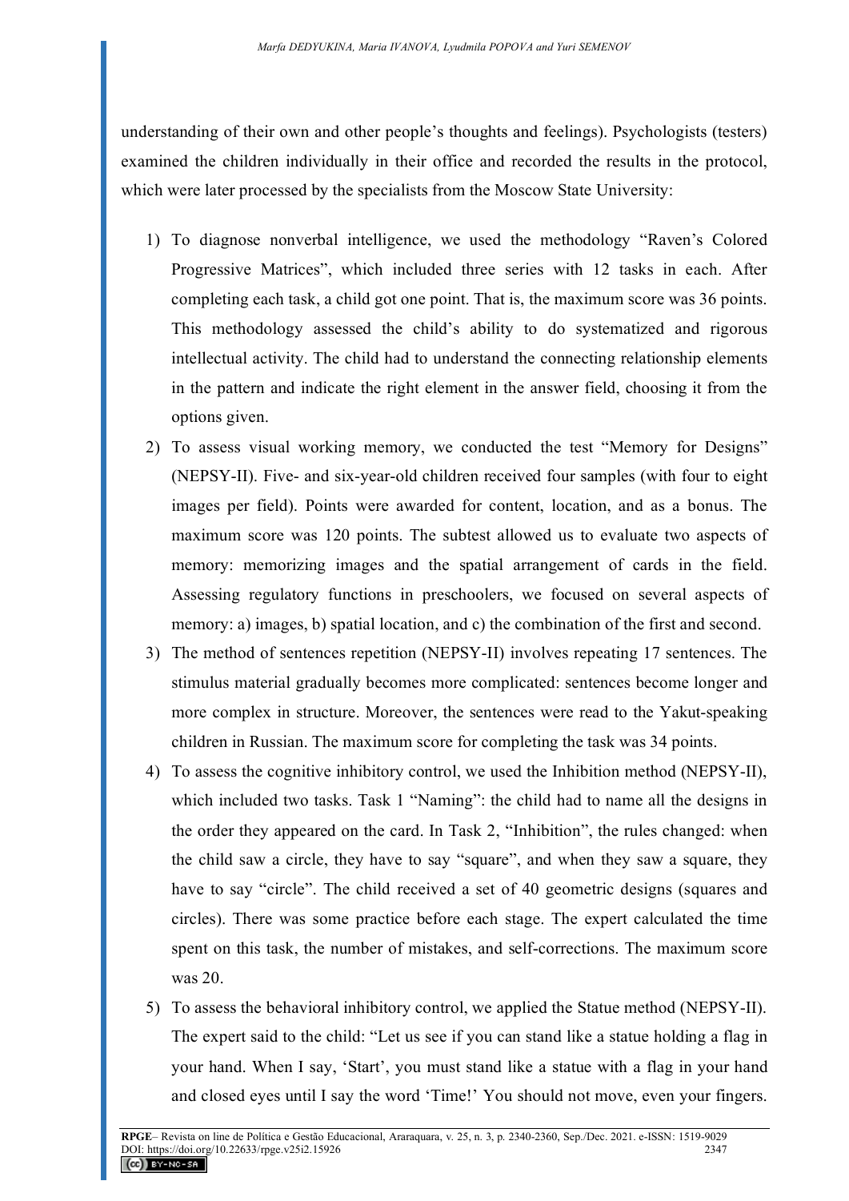understanding of their own and other people's thoughts and feelings). Psychologists (testers) examined the children individually in their office and recorded the results in the protocol, which were later processed by the specialists from the Moscow State University:

1) To diagnose nonverbal intelligence, we used the methodology "Raven's Colored Progressive Matrices", which included three series with 12 tasks in each. After completing each task, a child got one point. That is, the maximum score was 36 points. This methodology assessed the child's ability to do systematized and rigorous intellectual activity. The child had to understand the connecting relationship elements in the pattern and indicate the right element in the answer field, choosing it from the options given.
2) To assess visual working memory, we conducted the test "Memory for Designs" (NEPSY-II). Five- and six-year-old children received four samples (with four to eight images per field). Points were awarded for content, location, and as a bonus. The maximum score was 120 points. The subtest allowed us to evaluate two aspects of memory: memorizing images and the spatial arrangement of cards in the field. Assessing regulatory functions in preschoolers, we focused on several aspects of memory: a) images, b) spatial location, and c) the combination of the first and second.
3) The method of sentences repetition (NEPSY-II) involves repeating 17 sentences. The stimulus material gradually becomes more complicated: sentences become longer and more complex in structure. Moreover, the sentences were read to the Yakut-speaking children in Russian. The maximum score for completing the task was 34 points.
4) To assess the cognitive inhibitory control, we used the Inhibition method (NEPSY-II), which included two tasks. Task 1 "Naming": the child had to name all the designs in the order they appeared on the card. In Task 2, "Inhibition", the rules changed: when the child saw a circle, they have to say "square", and when they saw a square, they have to say "circle". The child received a set of 40 geometric designs (squares and circles). There was some practice before each stage. The expert calculated the time spent on this task, the number of mistakes, and self-corrections. The maximum score was 20.
5) To assess the behavioral inhibitory control, we applied the Statue method (NEPSY-II). The expert said to the child: "Let us see if you can stand like a statue holding a flag in your hand. When I say, 'Start', you must stand like a statue with a flag in your hand and closed eyes until I say the word 'Time!' You should not move, even your fingers.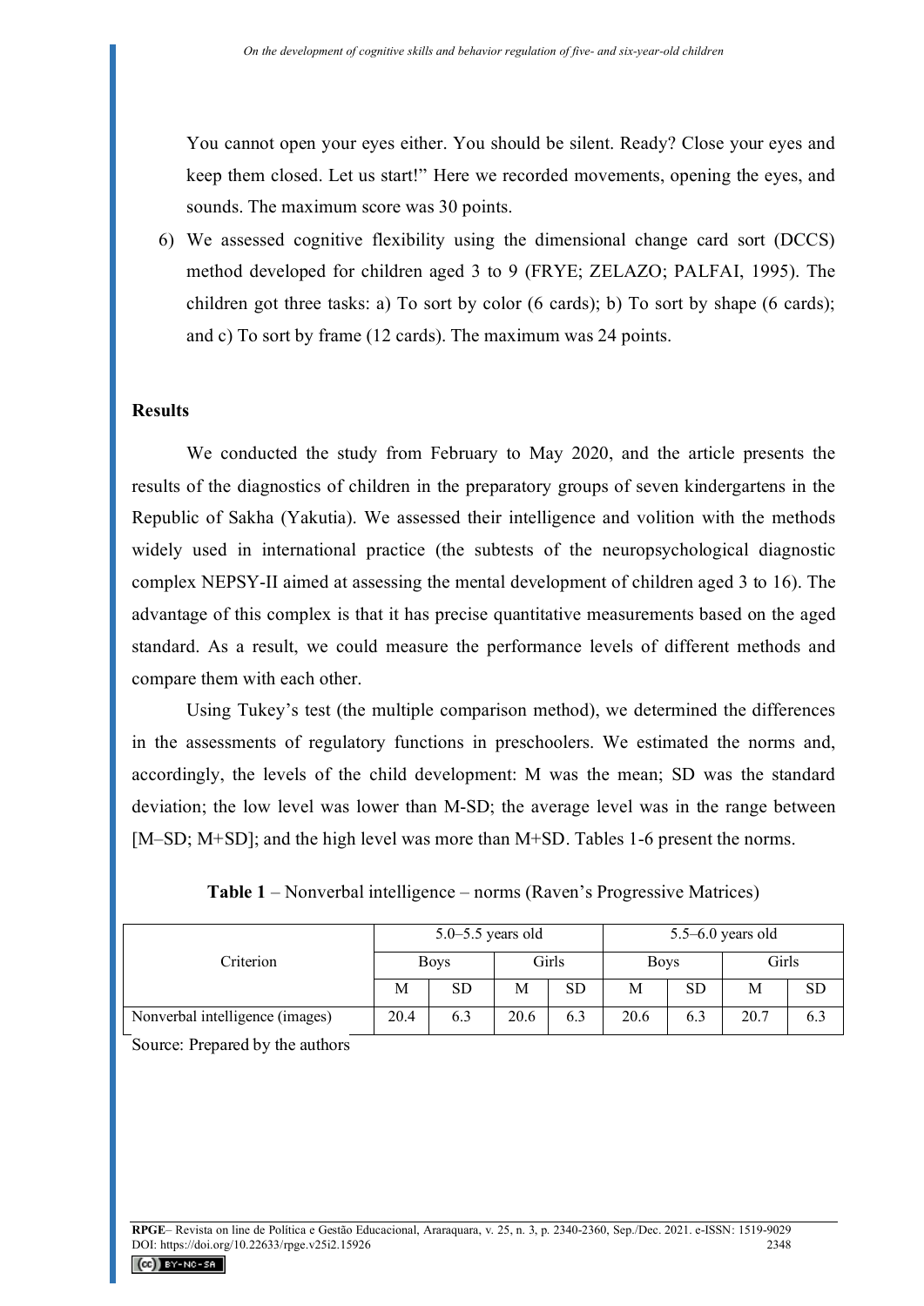You cannot open your eyes either. You should be silent. Ready? Close your eyes and keep them closed. Let us start!" Here we recorded movements, opening the eyes, and sounds. The maximum score was 30 points.

6) We assessed cognitive flexibility using the dimensional change card sort (DCCS) method developed for children aged 3 to 9 (FRYE; ZELAZO; PALFAI, 1995). The children got three tasks: a) To sort by color (6 cards); b) To sort by shape (6 cards); and c) To sort by frame (12 cards). The maximum was 24 points.

## Results

We conducted the study from February to May 2020, and the article presents the results of the diagnostics of children in the preparatory groups of seven kindergartens in the Republic of Sakha (Yakutia). We assessed their intelligence and volition with the methods widely used in international practice (the subtests of the neuropsychological diagnostic complex NEPSY-II aimed at assessing the mental development of children aged 3 to 16). The advantage of this complex is that it has precise quantitative measurements based on the aged standard. As a result, we could measure the performance levels of different methods and compare them with each other.

Using Tukey's test (the multiple comparison method), we determined the differences in the assessments of regulatory functions in preschoolers. We estimated the norms and, accordingly, the levels of the child development: M was the mean; SD was the standard deviation; the low level was lower than M-SD; the average level was in the range between [M–SD; M+SD]; and the high level was more than M+SD. Tables 1-6 present the norms.

**Table 1** – Nonverbal intelligence – norms (Raven's Progressive Matrices)

| Criterion | 5.0–5.5 years old | | | | 5.5–6.0 years old | | | |
|---|---|---|---|---|---|---|---|---|
| | Boys | | Girls | | Boys | | Girls | |
| | M | SD | M | SD | M | SD | M | SD |
| Nonverbal intelligence (images) | 20.4 | 6.3 | 20.6 | 6.3 | 20.6 | 6.3 | 20.7 | 6.3 |

Source: Prepared by the authors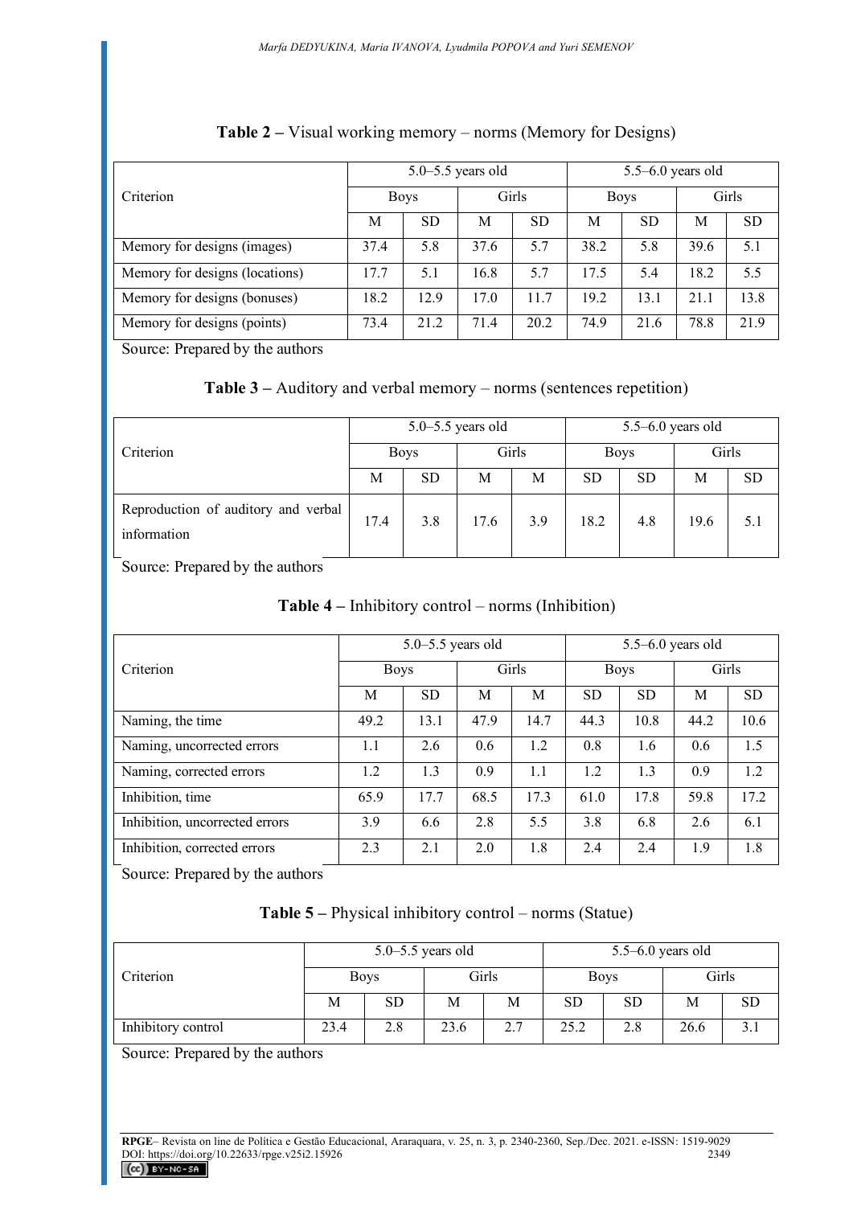**Table 2 –** Visual working memory – norms (Memory for Designs)

| Criterion | 5.0–5.5 years old | | | | 5.5–6.0 years old | | | |
|---|---|---|---|---|---|---|---|---|
| | Boys | | Girls | | Boys | | Girls | |
| | M | SD | M | SD | M | SD | M | SD |
| Memory for designs (images) | 37.4 | 5.8 | 37.6 | 5.7 | 38.2 | 5.8 | 39.6 | 5.1 |
| Memory for designs (locations) | 17.7 | 5.1 | 16.8 | 5.7 | 17.5 | 5.4 | 18.2 | 5.5 |
| Memory for designs (bonuses) | 18.2 | 12.9 | 17.0 | 11.7 | 19.2 | 13.1 | 21.1 | 13.8 |
| Memory for designs (points) | 73.4 | 21.2 | 71.4 | 20.2 | 74.9 | 21.6 | 78.8 | 21.9 |

Source: Prepared by the authors

**Table 3 –** Auditory and verbal memory – norms (sentences repetition)

| Criterion | 5.0–5.5 years old | | | | 5.5–6.0 years old | | | |
|---|---|---|---|---|---|---|---|---|
| | Boys | | Girls | | Boys | | Girls | |
| | M | SD | M | M | SD | SD | M | SD |
| Reproduction of auditory and verbal information | 17.4 | 3.8 | 17.6 | 3.9 | 18.2 | 4.8 | 19.6 | 5.1 |

Source: Prepared by the authors

**Table 4 –** Inhibitory control – norms (Inhibition)

| Criterion | 5.0–5.5 years old | | | | 5.5–6.0 years old | | | |
|---|---|---|---|---|---|---|---|---|
| | Boys | | Girls | | Boys | | Girls | |
| | M | SD | M | M | SD | SD | M | SD |
| Naming, the time | 49.2 | 13.1 | 47.9 | 14.7 | 44.3 | 10.8 | 44.2 | 10.6 |
| Naming, uncorrected errors | 1.1 | 2.6 | 0.6 | 1.2 | 0.8 | 1.6 | 0.6 | 1.5 |
| Naming, corrected errors | 1.2 | 1.3 | 0.9 | 1.1 | 1.2 | 1.3 | 0.9 | 1.2 |
| Inhibition, time | 65.9 | 17.7 | 68.5 | 17.3 | 61.0 | 17.8 | 59.8 | 17.2 |
| Inhibition, uncorrected errors | 3.9 | 6.6 | 2.8 | 5.5 | 3.8 | 6.8 | 2.6 | 6.1 |
| Inhibition, corrected errors | 2.3 | 2.1 | 2.0 | 1.8 | 2.4 | 2.4 | 1.9 | 1.8 |

Source: Prepared by the authors

**Table 5 –** Physical inhibitory control – norms (Statue)

| Criterion | 5.0–5.5 years old | | | | 5.5–6.0 years old | | | |
|---|---|---|---|---|---|---|---|---|
| | Boys | | Girls | | Boys | | Girls | |
| | M | SD | M | M | SD | SD | M | SD |
| Inhibitory control | 23.4 | 2.8 | 23.6 | 2.7 | 25.2 | 2.8 | 26.6 | 3.1 |

Source: Prepared by the authors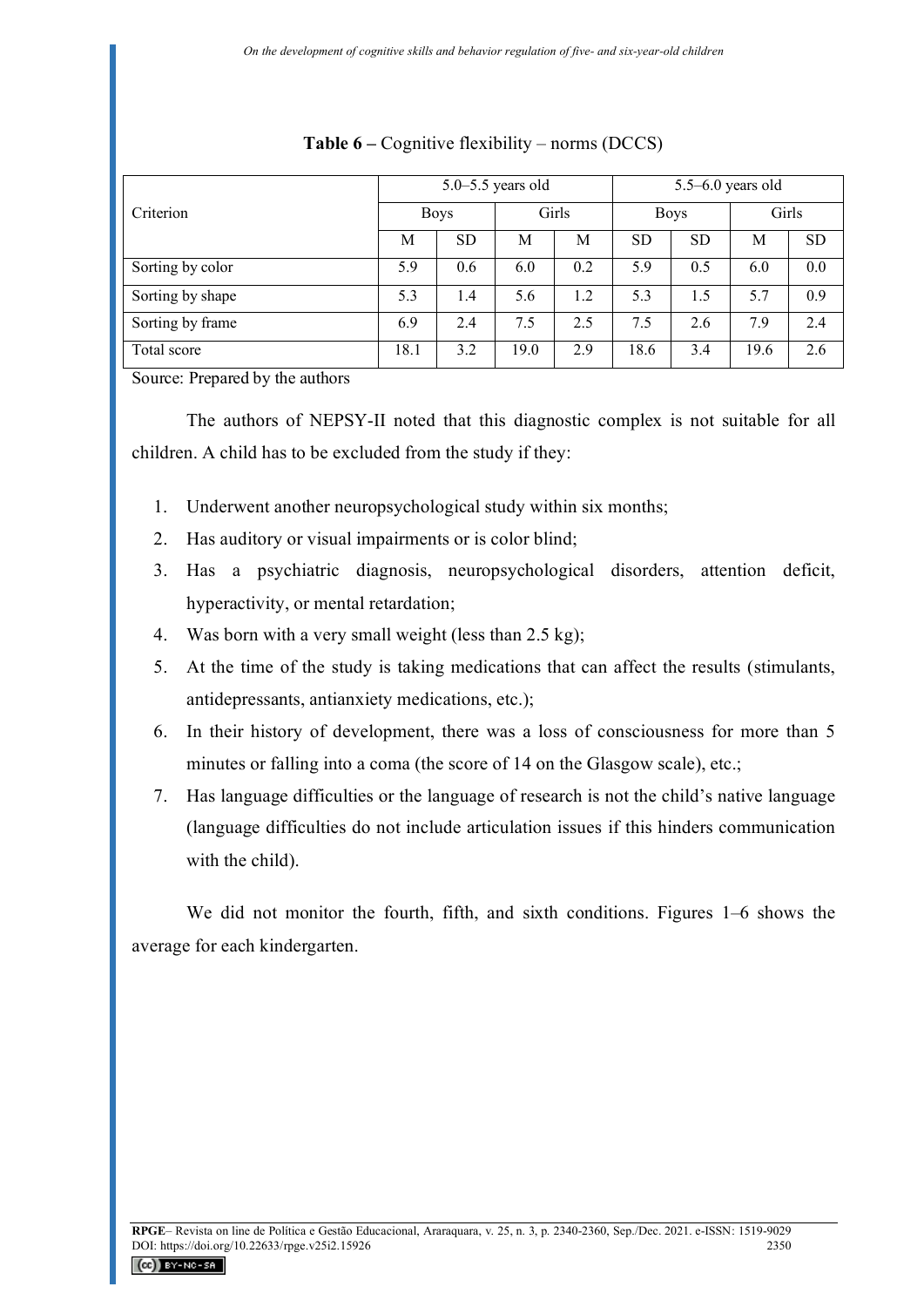**Table 6 –** Cognitive flexibility – norms (DCCS)

| Criterion | 5.0–5.5 years old | | | | 5.5–6.0 years old | | | |
|---|---|---|---|---|---|---|---|---|
| | Boys | | Girls | | Boys | | Girls | |
| | M | SD | M | M | SD | SD | M | SD |
| Sorting by color | 5.9 | 0.6 | 6.0 | 0.2 | 5.9 | 0.5 | 6.0 | 0.0 |
| Sorting by shape | 5.3 | 1.4 | 5.6 | 1.2 | 5.3 | 1.5 | 5.7 | 0.9 |
| Sorting by frame | 6.9 | 2.4 | 7.5 | 2.5 | 7.5 | 2.6 | 7.9 | 2.4 |
| Total score | 18.1 | 3.2 | 19.0 | 2.9 | 18.6 | 3.4 | 19.6 | 2.6 |

Source: Prepared by the authors

The authors of NEPSY-II noted that this diagnostic complex is not suitable for all children. A child has to be excluded from the study if they:

1. Underwent another neuropsychological study within six months;
2. Has auditory or visual impairments or is color blind;
3. Has a psychiatric diagnosis, neuropsychological disorders, attention deficit, hyperactivity, or mental retardation;
4. Was born with a very small weight (less than 2.5 kg);
5. At the time of the study is taking medications that can affect the results (stimulants, antidepressants, antianxiety medications, etc.);
6. In their history of development, there was a loss of consciousness for more than 5 minutes or falling into a coma (the score of 14 on the Glasgow scale), etc.;
7. Has language difficulties or the language of research is not the child's native language (language difficulties do not include articulation issues if this hinders communication with the child).

We did not monitor the fourth, fifth, and sixth conditions. Figures 1–6 shows the average for each kindergarten.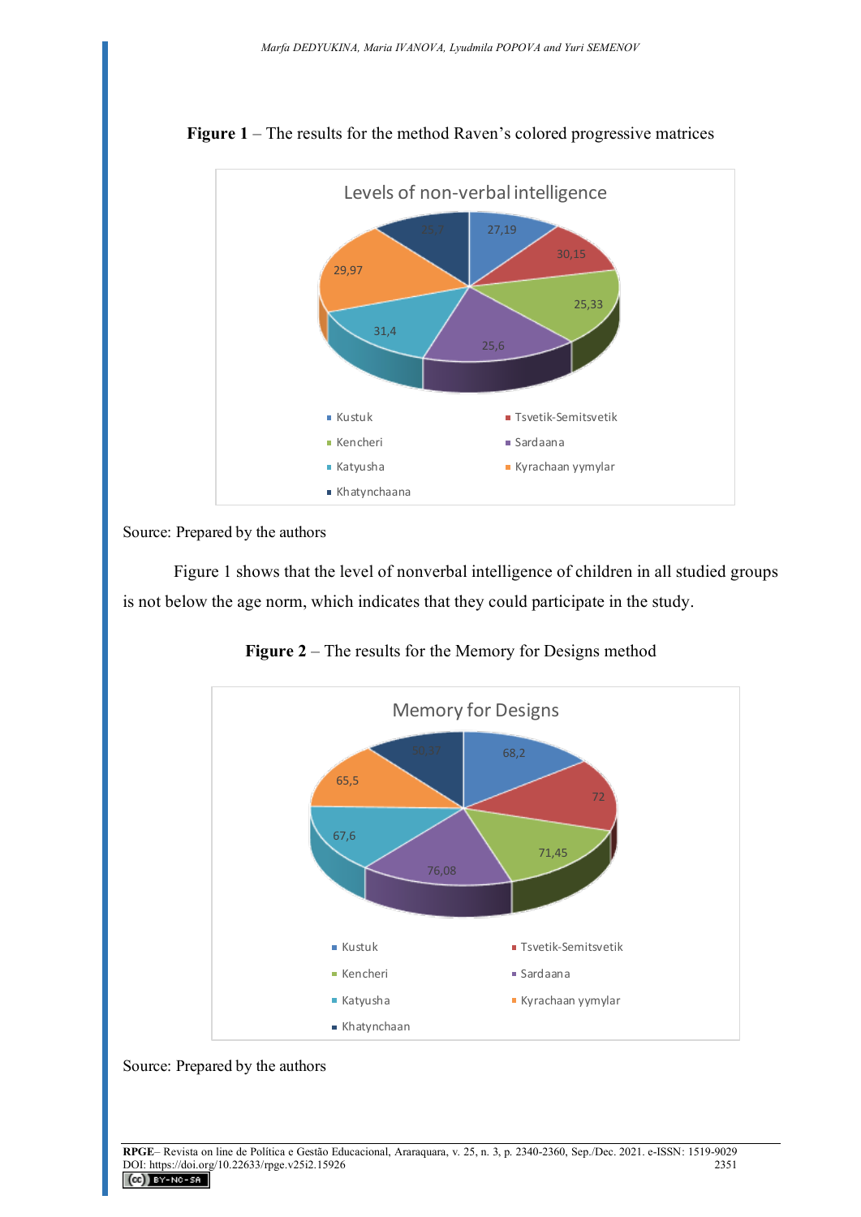**Figure 1** – The results for the method Raven's colored progressive matrices

Levels of non-verbal intelligence

| Group | Value |
|---|---|
| Kustuk | 27,19 |
| Tsvetik-Semitsvetik | 30,15 |
| Kencheri | 25,33 |
| Sardaana | 25,6 |
| Katyusha | 31,4 |
| Kyrachaan yymylar | 29,97 |
| Khatynchaana | 25,7 |

Source: Prepared by the authors

Figure 1 shows that the level of nonverbal intelligence of children in all studied groups is not below the age norm, which indicates that they could participate in the study.

**Figure 2** – The results for the Memory for Designs method

Memory for Designs

| Group | Value |
|---|---|
| Kustuk | 68,2 |
| Tsvetik-Semitsvetik | 72 |
| Kencheri | 71,45 |
| Sardaana | 76,08 |
| Katyusha | 67,6 |
| Kyrachaan yymylar | 65,5 |
| Khatynchaan | 50,37 |

Source: Prepared by the authors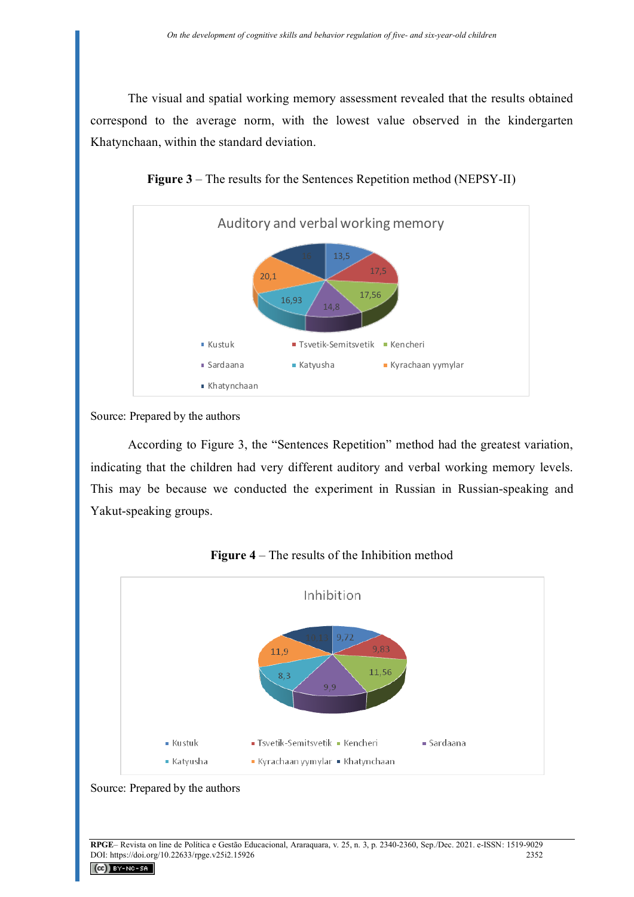The visual and spatial working memory assessment revealed that the results obtained correspond to the average norm, with the lowest value observed in the kindergarten Khatynchaan, within the standard deviation.

**Figure 3** – The results for the Sentences Repetition method (NEPSY-II)

Source: Prepared by the authors

According to Figure 3, the "Sentences Repetition" method had the greatest variation, indicating that the children had very different auditory and verbal working memory levels. This may be because we conducted the experiment in Russian in Russian-speaking and Yakut-speaking groups.

**Figure 4** – The results of the Inhibition method

Source: Prepared by the authors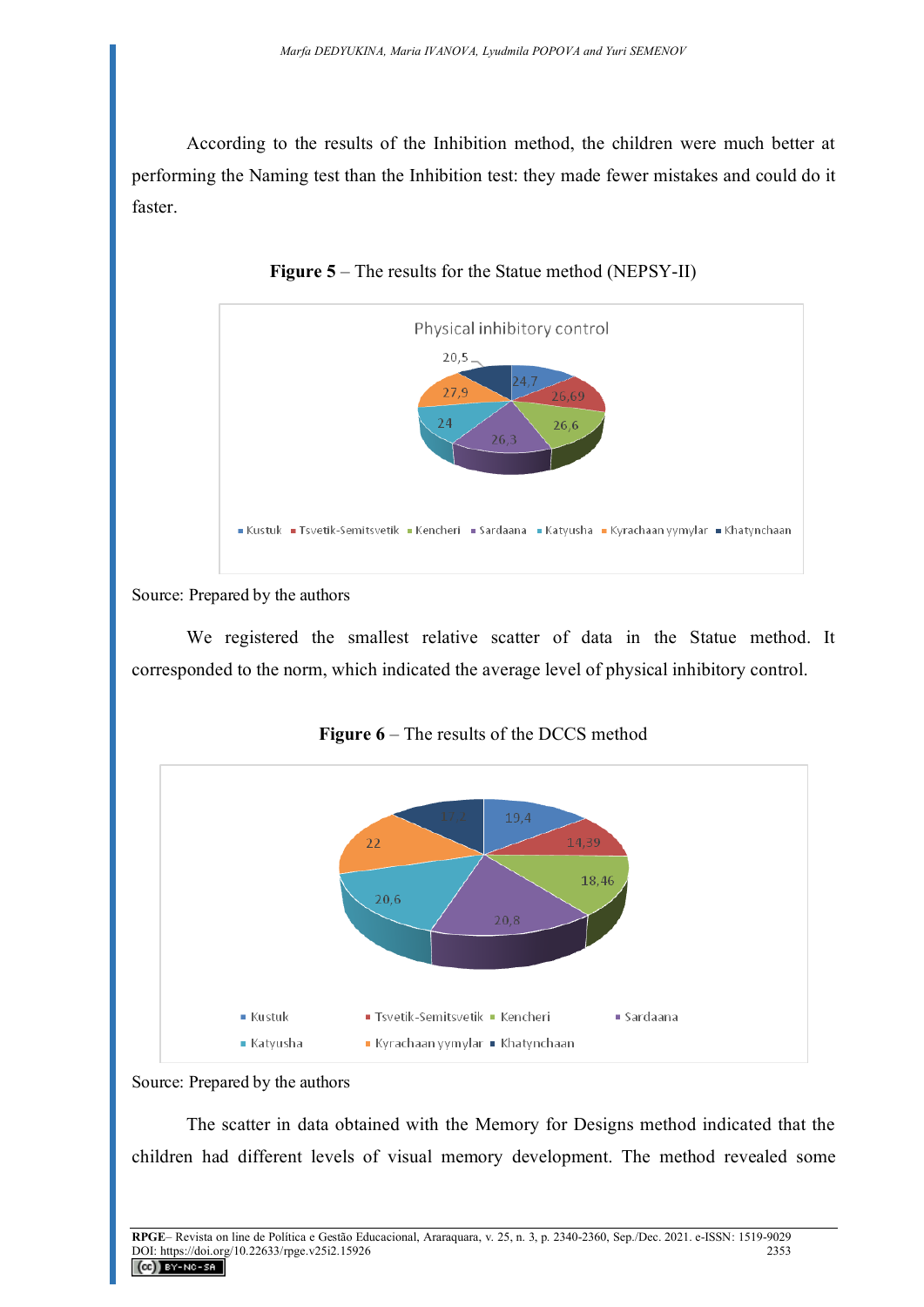According to the results of the Inhibition method, the children were much better at performing the Naming test than the Inhibition test: they made fewer mistakes and could do it faster.

**Figure 5** – The results for the Statue method (NEPSY-II)

Physical inhibitory control

| Kustuk | Tsvetik-Semitsvetik | Kencheri | Sardaana | Katyusha | Kyrachaan yymylar | Khatynchaan |
|---|---|---|---|---|---|---|
| 24,7 | 26,69 | 26,6 | 26,3 | 24 | 27,9 | 20,5 |

Source: Prepared by the authors

We registered the smallest relative scatter of data in the Statue method. It corresponded to the norm, which indicated the average level of physical inhibitory control.

**Figure 6** – The results of the DCCS method

| Kustuk | Tsvetik-Semitsvetik | Kencheri | Sardaana | Katyusha | Kyrachaan yymylar | Khatynchaan |
|---|---|---|---|---|---|---|
| 19,4 | 14,39 | 18,46 | 20,8 | 20,6 | 22 | 17,2 |

Source: Prepared by the authors

The scatter in data obtained with the Memory for Designs method indicated that the children had different levels of visual memory development. The method revealed some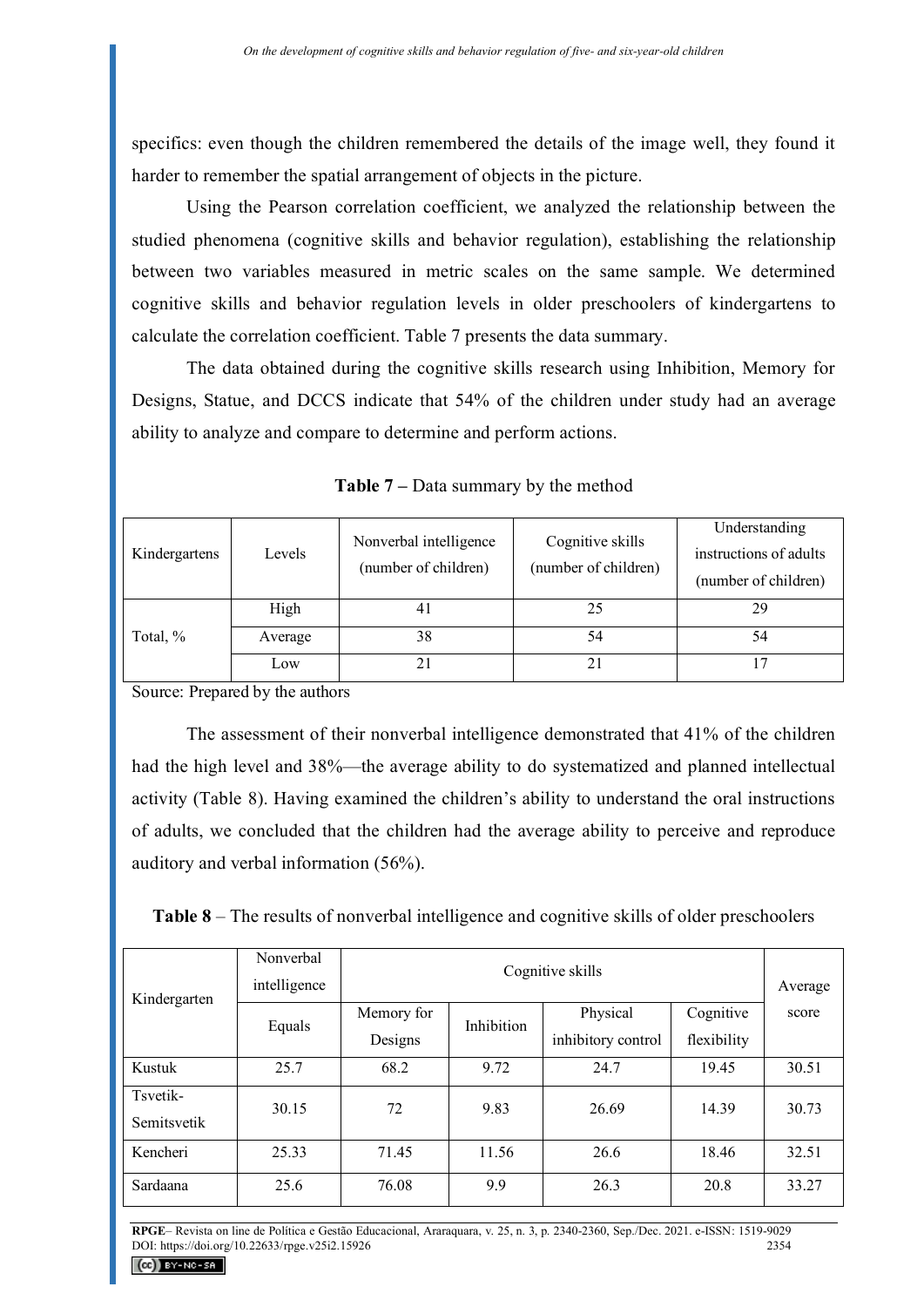specifics: even though the children remembered the details of the image well, they found it harder to remember the spatial arrangement of objects in the picture.

Using the Pearson correlation coefficient, we analyzed the relationship between the studied phenomena (cognitive skills and behavior regulation), establishing the relationship between two variables measured in metric scales on the same sample. We determined cognitive skills and behavior regulation levels in older preschoolers of kindergartens to calculate the correlation coefficient. Table 7 presents the data summary.

The data obtained during the cognitive skills research using Inhibition, Memory for Designs, Statue, and DCCS indicate that 54% of the children under study had an average ability to analyze and compare to determine and perform actions.

**Table 7 –** Data summary by the method

| Kindergartens | Levels | Nonverbal intelligence (number of children) | Cognitive skills (number of children) | Understanding instructions of adults (number of children) |
|---|---|---|---|---|
| Total, % | High | 41 | 25 | 29 |
| | Average | 38 | 54 | 54 |
| | Low | 21 | 21 | 17 |

Source: Prepared by the authors

The assessment of their nonverbal intelligence demonstrated that 41% of the children had the high level and 38%—the average ability to do systematized and planned intellectual activity (Table 8). Having examined the children's ability to understand the oral instructions of adults, we concluded that the children had the average ability to perceive and reproduce auditory and verbal information (56%).

**Table 8** – The results of nonverbal intelligence and cognitive skills of older preschoolers

| Kindergarten | Nonverbal intelligence | Cognitive skills | | | | Average score |
|---|---|---|---|---|---|---|
| | Equals | Memory for Designs | Inhibition | Physical inhibitory control | Cognitive flexibility | |
| Kustuk | 25.7 | 68.2 | 9.72 | 24.7 | 19.45 | 30.51 |
| Tsvetik-Semitsvetik | 30.15 | 72 | 9.83 | 26.69 | 14.39 | 30.73 |
| Kencheri | 25.33 | 71.45 | 11.56 | 26.6 | 18.46 | 32.51 |
| Sardaana | 25.6 | 76.08 | 9.9 | 26.3 | 20.8 | 33.27 |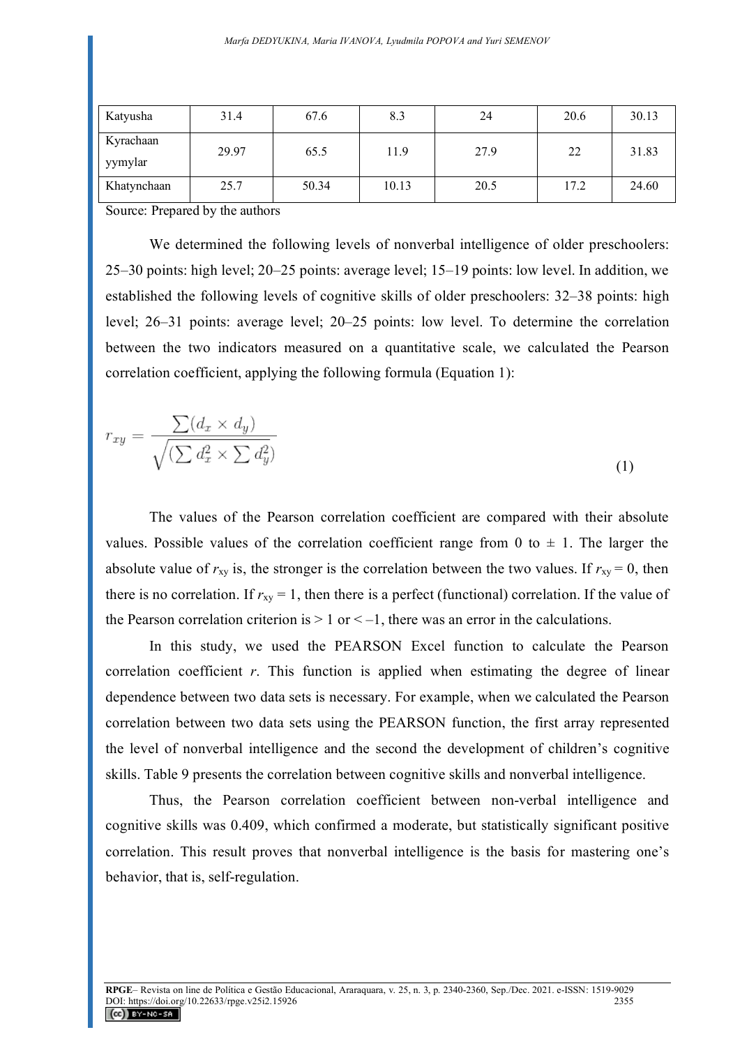| | | | | | | |
|---|---|---|---|---|---|---|
| Katyusha | 31.4 | 67.6 | 8.3 | 24 | 20.6 | 30.13 |
| Kyrachaan yymylar | 29.97 | 65.5 | 11.9 | 27.9 | 22 | 31.83 |
| Khatynchaan | 25.7 | 50.34 | 10.13 | 20.5 | 17.2 | 24.60 |

Source: Prepared by the authors

We determined the following levels of nonverbal intelligence of older preschoolers: 25–30 points: high level; 20–25 points: average level; 15–19 points: low level. In addition, we established the following levels of cognitive skills of older preschoolers: 32–38 points: high level; 26–31 points: average level; 20–25 points: low level. To determine the correlation between the two indicators measured on a quantitative scale, we calculated the Pearson correlation coefficient, applying the following formula (Equation 1):

$$r_{xy} = \frac{\sum(d_x \times d_y)}{\sqrt{(\sum d_x^2 \times \sum d_y^2)}} \tag{1}$$

The values of the Pearson correlation coefficient are compared with their absolute values. Possible values of the correlation coefficient range from 0 to ± 1. The larger the absolute value of $r_{xy}$ is, the stronger is the correlation between the two values. If $r_{xy} = 0$, then there is no correlation. If $r_{xy} = 1$, then there is a perfect (functional) correlation. If the value of the Pearson correlation criterion is $> 1$ or $< –1$, there was an error in the calculations.

In this study, we used the PEARSON Excel function to calculate the Pearson correlation coefficient *r*. This function is applied when estimating the degree of linear dependence between two data sets is necessary. For example, when we calculated the Pearson correlation between two data sets using the PEARSON function, the first array represented the level of nonverbal intelligence and the second the development of children's cognitive skills. Table 9 presents the correlation between cognitive skills and nonverbal intelligence.

Thus, the Pearson correlation coefficient between non-verbal intelligence and cognitive skills was 0.409, which confirmed a moderate, but statistically significant positive correlation. This result proves that nonverbal intelligence is the basis for mastering one's behavior, that is, self-regulation.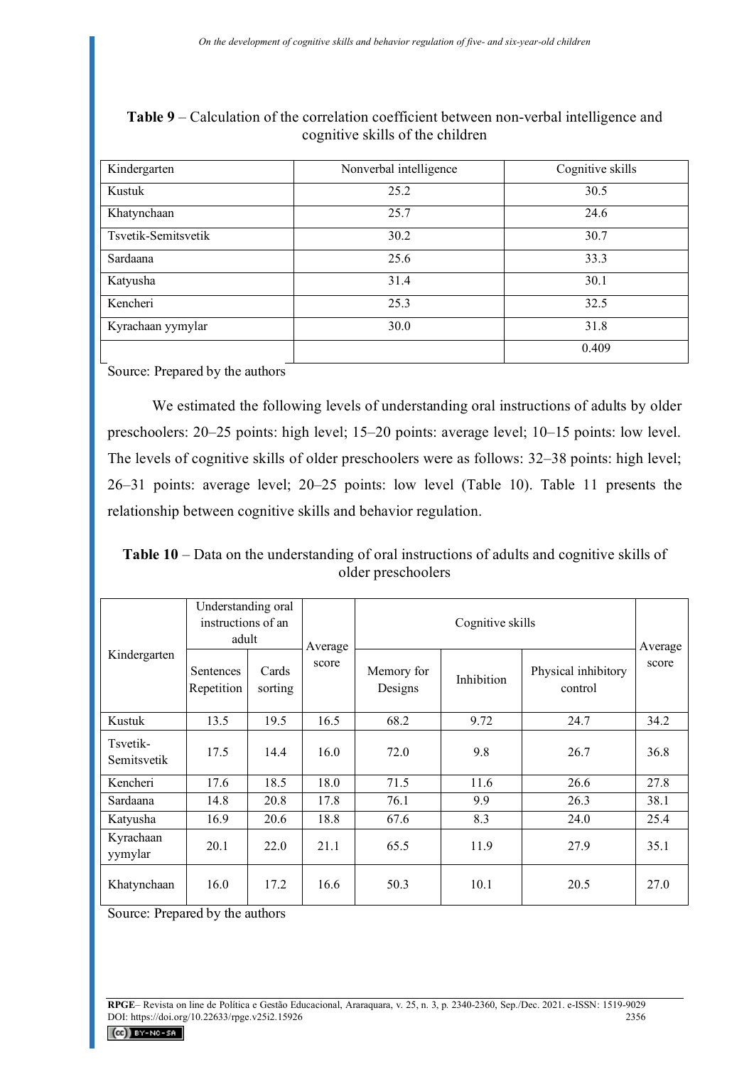**Table 9** – Calculation of the correlation coefficient between non-verbal intelligence and cognitive skills of the children

| Kindergarten | Nonverbal intelligence | Cognitive skills |
|---|---|---|
| Kustuk | 25.2 | 30.5 |
| Khatynchaan | 25.7 | 24.6 |
| Tsvetik-Semitsvetik | 30.2 | 30.7 |
| Sardaana | 25.6 | 33.3 |
| Katyusha | 31.4 | 30.1 |
| Kencheri | 25.3 | 32.5 |
| Kyrachaan yymylar | 30.0 | 31.8 |
| | | 0.409 |

Source: Prepared by the authors

We estimated the following levels of understanding oral instructions of adults by older preschoolers: 20–25 points: high level; 15–20 points: average level; 10–15 points: low level. The levels of cognitive skills of older preschoolers were as follows: 32–38 points: high level; 26–31 points: average level; 20–25 points: low level (Table 10). Table 11 presents the relationship between cognitive skills and behavior regulation.

**Table 10** – Data on the understanding of oral instructions of adults and cognitive skills of older preschoolers

| Kindergarten | Understanding oral instructions of an adult | | Average score | Cognitive skills | | | Average score |
|---|---|---|---|---|---|---|---|
| | Sentences Repetition | Cards sorting | | Memory for Designs | Inhibition | Physical inhibitory control | |
| Kustuk | 13.5 | 19.5 | 16.5 | 68.2 | 9.72 | 24.7 | 34.2 |
| Tsvetik-Semitsvetik | 17.5 | 14.4 | 16.0 | 72.0 | 9.8 | 26.7 | 36.8 |
| Kencheri | 17.6 | 18.5 | 18.0 | 71.5 | 11.6 | 26.6 | 27.8 |
| Sardaana | 14.8 | 20.8 | 17.8 | 76.1 | 9.9 | 26.3 | 38.1 |
| Katyusha | 16.9 | 20.6 | 18.8 | 67.6 | 8.3 | 24.0 | 25.4 |
| Kyrachaan yymylar | 20.1 | 22.0 | 21.1 | 65.5 | 11.9 | 27.9 | 35.1 |
| Khatynchaan | 16.0 | 17.2 | 16.6 | 50.3 | 10.1 | 20.5 | 27.0 |

Source: Prepared by the authors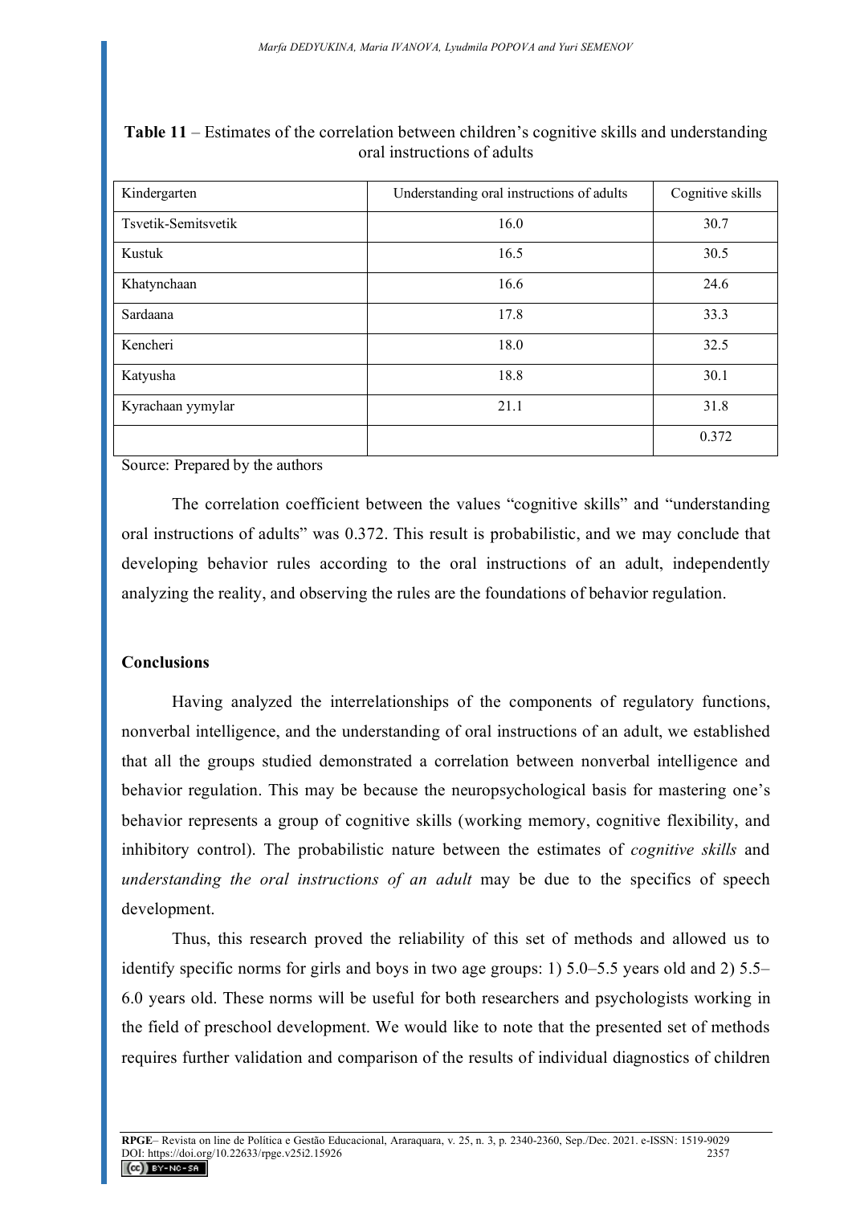**Table 11** – Estimates of the correlation between children's cognitive skills and understanding oral instructions of adults

| Kindergarten | Understanding oral instructions of adults | Cognitive skills |
|---|---|---|
| Tsvetik-Semitsvetik | 16.0 | 30.7 |
| Kustuk | 16.5 | 30.5 |
| Khatynchaan | 16.6 | 24.6 |
| Sardaana | 17.8 | 33.3 |
| Kencheri | 18.0 | 32.5 |
| Katyusha | 18.8 | 30.1 |
| Kyrachaan yymylar | 21.1 | 31.8 |
| | | 0.372 |

Source: Prepared by the authors

The correlation coefficient between the values "cognitive skills" and "understanding oral instructions of adults" was 0.372. This result is probabilistic, and we may conclude that developing behavior rules according to the oral instructions of an adult, independently analyzing the reality, and observing the rules are the foundations of behavior regulation.

## Conclusions

Having analyzed the interrelationships of the components of regulatory functions, nonverbal intelligence, and the understanding of oral instructions of an adult, we established that all the groups studied demonstrated a correlation between nonverbal intelligence and behavior regulation. This may be because the neuropsychological basis for mastering one's behavior represents a group of cognitive skills (working memory, cognitive flexibility, and inhibitory control). The probabilistic nature between the estimates of *cognitive skills* and *understanding the oral instructions of an adult* may be due to the specifics of speech development.

Thus, this research proved the reliability of this set of methods and allowed us to identify specific norms for girls and boys in two age groups: 1) 5.0–5.5 years old and 2) 5.5–6.0 years old. These norms will be useful for both researchers and psychologists working in the field of preschool development. We would like to note that the presented set of methods requires further validation and comparison of the results of individual diagnostics of children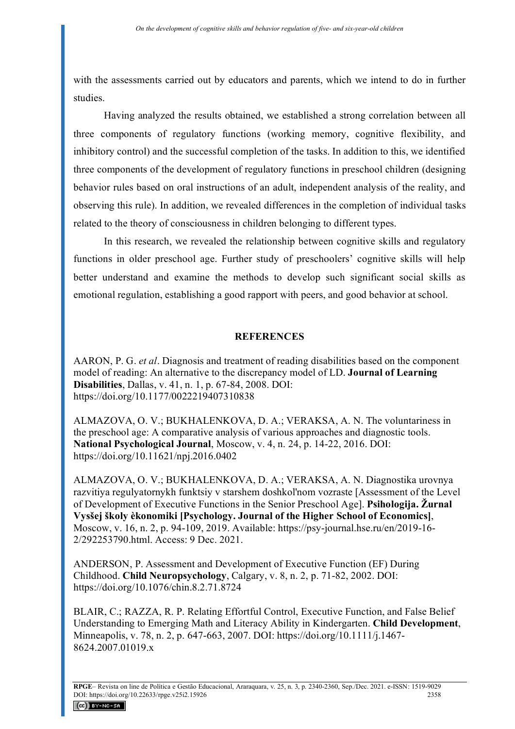with the assessments carried out by educators and parents, which we intend to do in further studies.

Having analyzed the results obtained, we established a strong correlation between all three components of regulatory functions (working memory, cognitive flexibility, and inhibitory control) and the successful completion of the tasks. In addition to this, we identified three components of the development of regulatory functions in preschool children (designing behavior rules based on oral instructions of an adult, independent analysis of the reality, and observing this rule). In addition, we revealed differences in the completion of individual tasks related to the theory of consciousness in children belonging to different types.

In this research, we revealed the relationship between cognitive skills and regulatory functions in older preschool age. Further study of preschoolers' cognitive skills will help better understand and examine the methods to develop such significant social skills as emotional regulation, establishing a good rapport with peers, and good behavior at school.

## REFERENCES

AARON, P. G. *et al*. Diagnosis and treatment of reading disabilities based on the component model of reading: An alternative to the discrepancy model of LD. **Journal of Learning Disabilities**, Dallas, v. 41, n. 1, p. 67-84, 2008. DOI: https://doi.org/10.1177/0022219407310838

ALMAZOVA, O. V.; BUKHALENKOVA, D. A.; VERAKSA, A. N. The voluntariness in the preschool age: A comparative analysis of various approaches and diagnostic tools. **National Psychological Journal**, Moscow, v. 4, n. 24, p. 14-22, 2016. DOI: https://doi.org/10.11621/npj.2016.0402

ALMAZOVA, O. V.; BUKHALENKOVA, D. A.; VERAKSA, A. N. Diagnostika urovnya razvitiya regulyatornykh funktsiy v starshem doshkol'nom vozraste [Assessment of the Level of Development of Executive Functions in the Senior Preschool Age]. **Psihologija. Žurnal Vysšej školy èkonomiki [Psychology. Journal of the Higher School of Economics]**, Moscow, v. 16, n. 2, p. 94-109, 2019. Available: https://psy-journal.hse.ru/en/2019-16-2/292253790.html. Access: 9 Dec. 2021.

ANDERSON, P. Assessment and Development of Executive Function (EF) During Childhood. **Child Neuropsychology**, Calgary, v. 8, n. 2, p. 71-82, 2002. DOI: https://doi.org/10.1076/chin.8.2.71.8724

BLAIR, C.; RAZZA, R. P. Relating Effortful Control, Executive Function, and False Belief Understanding to Emerging Math and Literacy Ability in Kindergarten. **Child Development**, Minneapolis, v. 78, n. 2, p. 647-663, 2007. DOI: https://doi.org/10.1111/j.1467-8624.2007.01019.x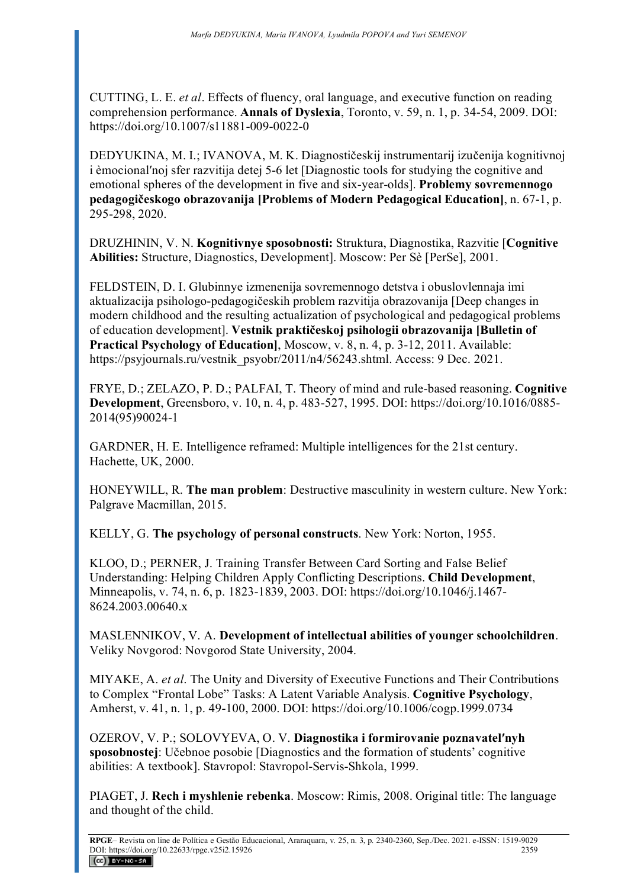CUTTING, L. E. *et al*. Effects of fluency, oral language, and executive function on reading comprehension performance. **Annals of Dyslexia**, Toronto, v. 59, n. 1, p. 34-54, 2009. DOI: https://doi.org/10.1007/s11881-009-0022-0

DEDYUKINA, M. I.; IVANOVA, M. K. Diagnostičeskij instrumentarij izučenija kognitivnoj i èmocional′noj sfer razvitija detej 5-6 let [Diagnostic tools for studying the cognitive and emotional spheres of the development in five and six-year-olds]. **Problemy sovremennogo pedagogičeskogo obrazovanija [Problems of Modern Pedagogical Education]**, n. 67-1, p. 295-298, 2020.

DRUZHININ, V. N. **Kognitivnye sposobnosti:** Struktura, Diagnostika, Razvitie [**Cognitive Abilities:** Structure, Diagnostics, Development]. Moscow: Per Sè [PerSe], 2001.

FELDSTEIN, D. I. Glubinnye izmenenija sovremennogo detstva i obuslovlennaja imi aktualizacija psihologo-pedagogičeskih problem razvitija obrazovanija [Deep changes in modern childhood and the resulting actualization of psychological and pedagogical problems of education development]. **Vestnik praktičeskoj psihologii obrazovanija [Bulletin of Practical Psychology of Education]**, Moscow, v. 8, n. 4, p. 3-12, 2011. Available: https://psyjournals.ru/vestnik_psyobr/2011/n4/56243.shtml. Access: 9 Dec. 2021.

FRYE, D.; ZELAZO, P. D.; PALFAI, T. Theory of mind and rule-based reasoning. **Cognitive Development**, Greensboro, v. 10, n. 4, p. 483-527, 1995. DOI: https://doi.org/10.1016/0885-2014(95)90024-1

GARDNER, H. E. Intelligence reframed: Multiple intelligences for the 21st century. Hachette, UK, 2000.

HONEYWILL, R. **The man problem**: Destructive masculinity in western culture. New York: Palgrave Macmillan, 2015.

KELLY, G. **The psychology of personal constructs**. New York: Norton, 1955.

KLOO, D.; PERNER, J. Training Transfer Between Card Sorting and False Belief Understanding: Helping Children Apply Conflicting Descriptions. **Child Development**, Minneapolis, v. 74, n. 6, p. 1823-1839, 2003. DOI: https://doi.org/10.1046/j.1467-8624.2003.00640.x

MASLENNIKOV, V. A. **Development of intellectual abilities of younger schoolchildren**. Veliky Novgorod: Novgorod State University, 2004.

MIYAKE, A. *et al*. The Unity and Diversity of Executive Functions and Their Contributions to Complex "Frontal Lobe" Tasks: A Latent Variable Analysis. **Cognitive Psychology**, Amherst, v. 41, n. 1, p. 49-100, 2000. DOI: https://doi.org/10.1006/cogp.1999.0734

OZEROV, V. P.; SOLOVYEVA, O. V. **Diagnostika i formirovanie poznavatel′nyh sposobnostej**: Učebnoe posobie [Diagnostics and the formation of students' cognitive abilities: A textbook]. Stavropol: Stavropol-Servis-Shkola, 1999.

PIAGET, J. **Rech i myshlenie rebenka**. Moscow: Rimis, 2008. Original title: The language and thought of the child.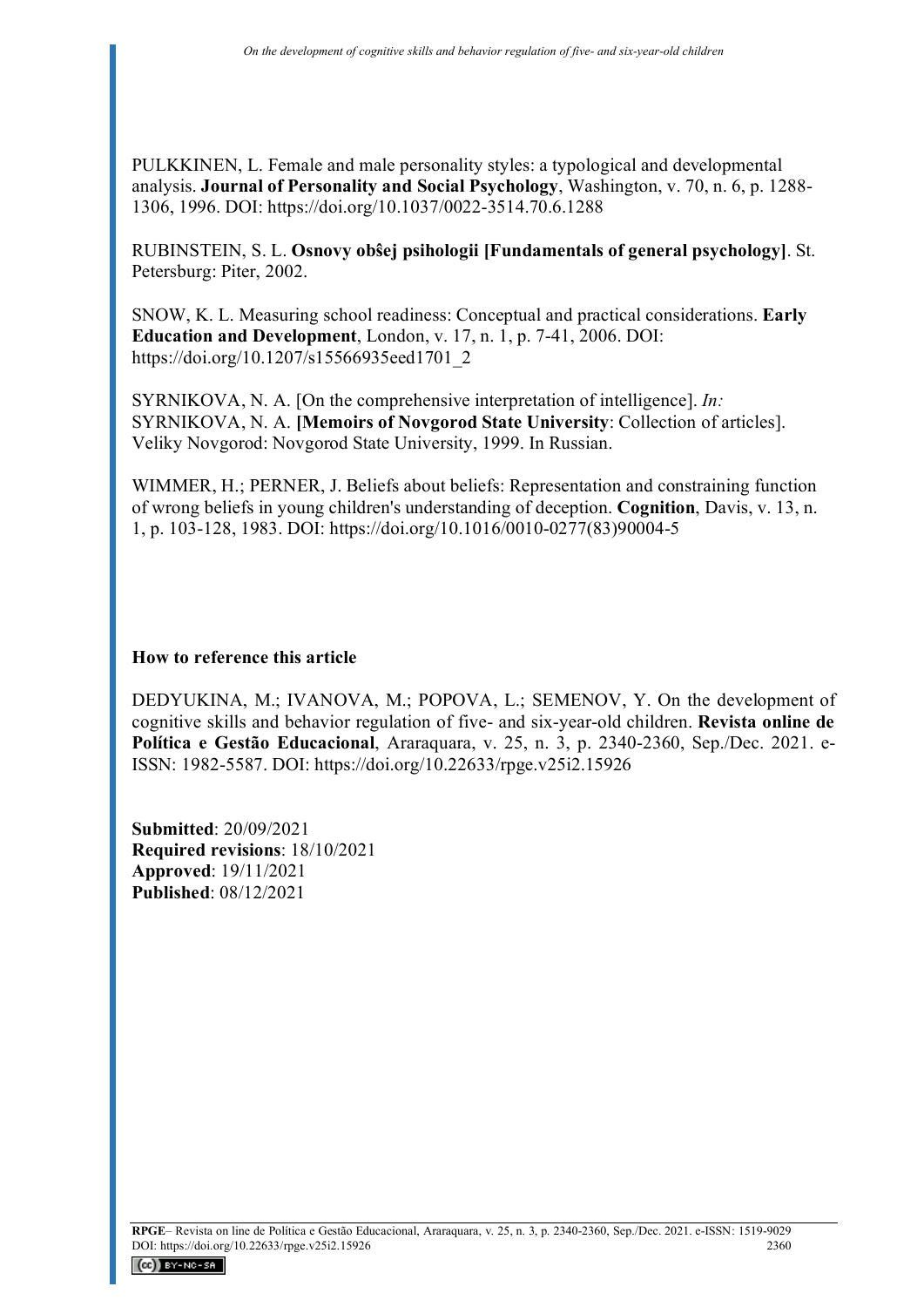PULKKINEN, L. Female and male personality styles: a typological and developmental analysis. **Journal of Personality and Social Psychology**, Washington, v. 70, n. 6, p. 1288-1306, 1996. DOI: https://doi.org/10.1037/0022-3514.70.6.1288

RUBINSTEIN, S. L. **Osnovy obŝej psihologii [Fundamentals of general psychology]**. St. Petersburg: Piter, 2002.

SNOW, K. L. Measuring school readiness: Conceptual and practical considerations. **Early Education and Development**, London, v. 17, n. 1, p. 7-41, 2006. DOI: https://doi.org/10.1207/s15566935eed1701_2

SYRNIKOVA, N. A. [On the comprehensive interpretation of intelligence]. *In:* SYRNIKOVA, N. A. **[Memoirs of Novgorod State University**: Collection of articles]. Veliky Novgorod: Novgorod State University, 1999. In Russian.

WIMMER, H.; PERNER, J. Beliefs about beliefs: Representation and constraining function of wrong beliefs in young children's understanding of deception. **Cognition**, Davis, v. 13, n. 1, p. 103-128, 1983. DOI: https://doi.org/10.1016/0010-0277(83)90004-5

**How to reference this article**

DEDYUKINA, M.; IVANOVA, M.; POPOVA, L.; SEMENOV, Y. On the development of cognitive skills and behavior regulation of five- and six-year-old children. **Revista online de Política e Gestão Educacional**, Araraquara, v. 25, n. 3, p. 2340-2360, Sep./Dec. 2021. e-ISSN: 1982-5587. DOI: https://doi.org/10.22633/rpge.v25i2.15926

**Submitted**: 20/09/2021
**Required revisions**: 18/10/2021
**Approved**: 19/11/2021
**Published**: 08/12/2021